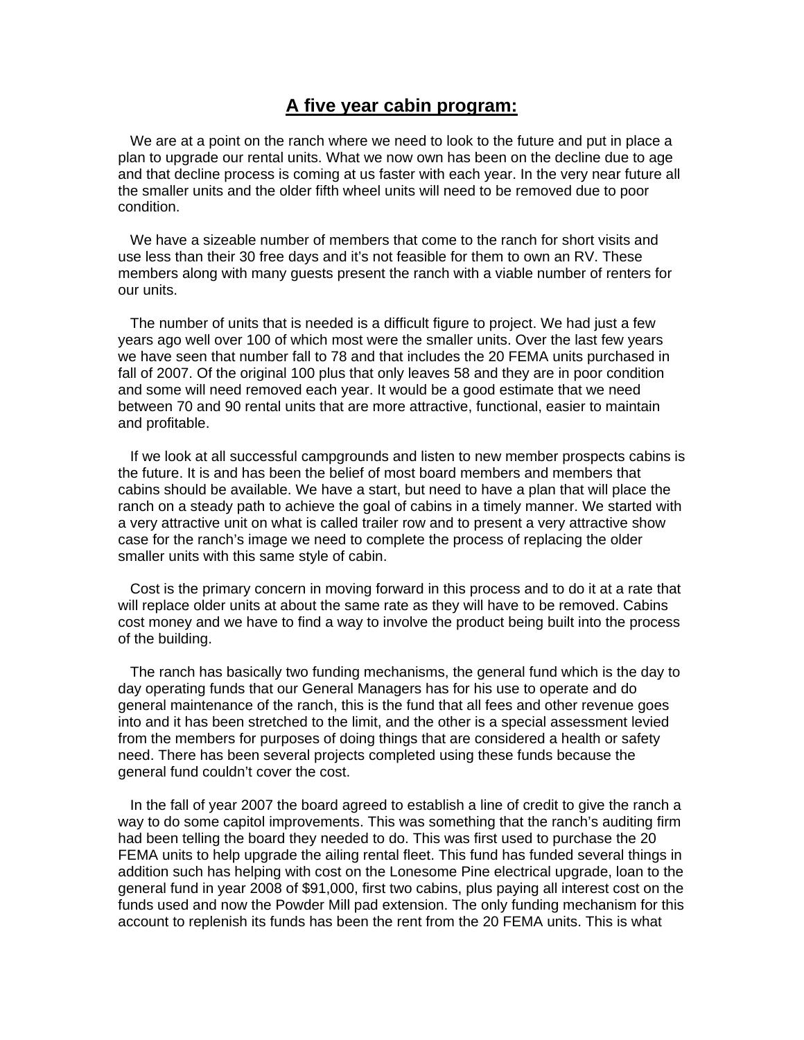# A five year cabin program:

We are at a point on the ranch where we need to look to the future and put in place a plan to upgrade our rental units. What we now own has been on the decline due to age and that decline process is coming at us faster with each year. In the very near future all the smaller units and the older fifth wheel units will need to be removed due to poor condition.

We have a sizeable number of members that come to the ranch for short visits and use less than their 30 free days and it's not feasible for them to own an RV. These members along with many guests present the ranch with a viable number of renters for our units.

The number of units that is needed is a difficult figure to project. We had just a few years ago well over 100 of which most were the smaller units. Over the last few years we have seen that number fall to 78 and that includes the 20 FEMA units purchased in fall of 2007. Of the original 100 plus that only leaves 58 and they are in poor condition and some will need removed each year. It would be a good estimate that we need between 70 and 90 rental units that are more attractive, functional, easier to maintain and profitable.

If we look at all successful campgrounds and listen to new member prospects cabins is the future. It is and has been the belief of most board members and members that cabins should be available. We have a start, but need to have a plan that will place the ranch on a steady path to achieve the goal of cabins in a timely manner. We started with a very attractive unit on what is called trailer row and to present a very attractive show case for the ranch's image we need to complete the process of replacing the older smaller units with this same style of cabin.

Cost is the primary concern in moving forward in this process and to do it at a rate that will replace older units at about the same rate as they will have to be removed. Cabins cost money and we have to find a way to involve the product being built into the process of the building.

The ranch has basically two funding mechanisms, the general fund which is the day to day operating funds that our General Managers has for his use to operate and do general maintenance of the ranch, this is the fund that all fees and other revenue goes into and it has been stretched to the limit, and the other is a special assessment levied from the members for purposes of doing things that are considered a health or safety need. There has been several projects completed using these funds because the general fund couldn't cover the cost.

In the fall of year 2007 the board agreed to establish a line of credit to give the ranch a way to do some capitol improvements. This was something that the ranch's auditing firm had been telling the board they needed to do. This was first used to purchase the 20 FEMA units to help upgrade the ailing rental fleet. This fund has funded several things in addition such has helping with cost on the Lonesome Pine electrical upgrade, loan to the general fund in year 2008 of $91,000, first two cabins, plus paying all interest cost on the funds used and now the Powder Mill pad extension. The only funding mechanism for this account to replenish its funds has been the rent from the 20 FEMA units. This is what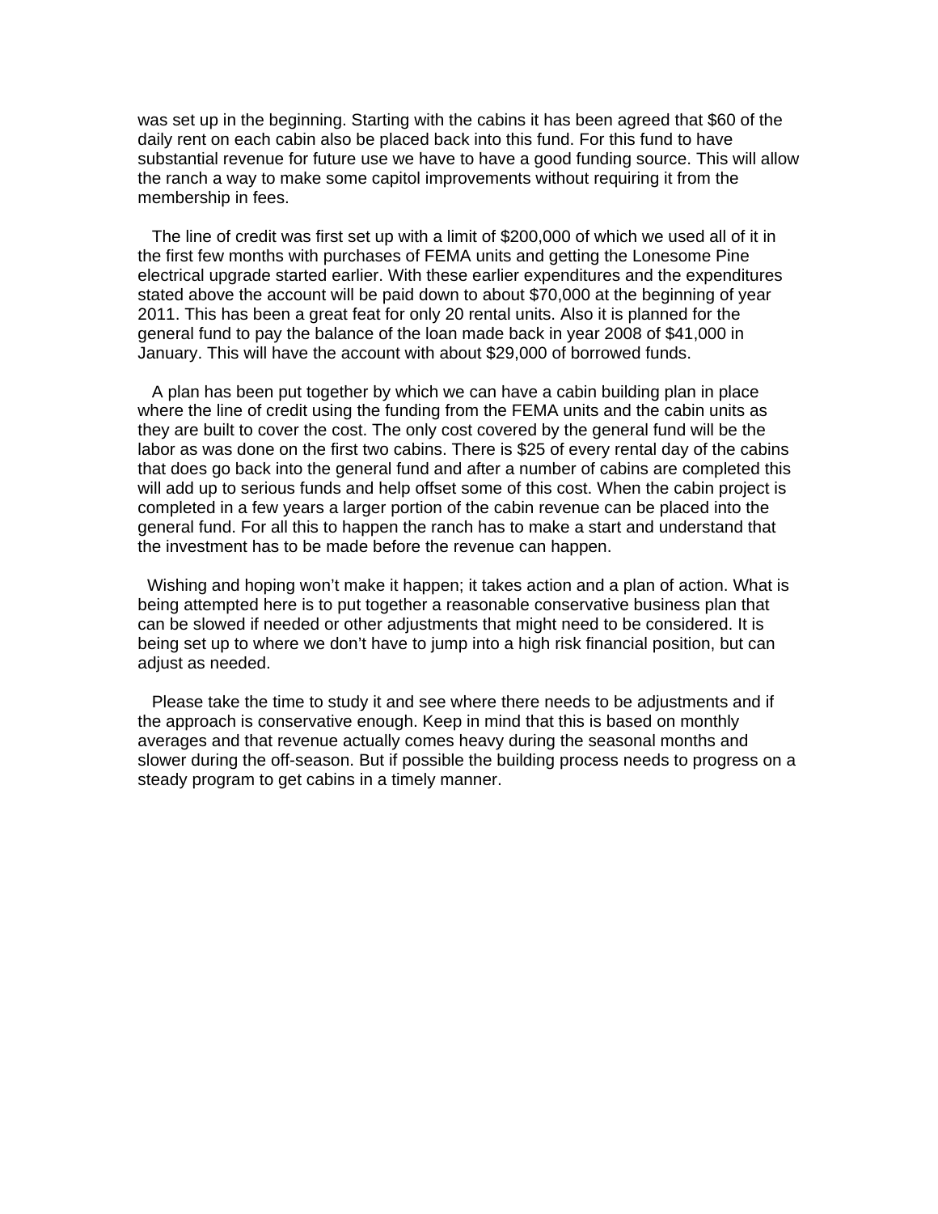was set up in the beginning. Starting with the cabins it has been agreed that $60 of the daily rent on each cabin also be placed back into this fund. For this fund to have substantial revenue for future use we have to have a good funding source. This will allow the ranch a way to make some capitol improvements without requiring it from the membership in fees.

The line of credit was first set up with a limit of $200,000 of which we used all of it in the first few months with purchases of FEMA units and getting the Lonesome Pine electrical upgrade started earlier. With these earlier expenditures and the expenditures stated above the account will be paid down to about $70,000 at the beginning of year 2011. This has been a great feat for only 20 rental units. Also it is planned for the general fund to pay the balance of the loan made back in year 2008 of $41,000 in January. This will have the account with about $29,000 of borrowed funds.

A plan has been put together by which we can have a cabin building plan in place where the line of credit using the funding from the FEMA units and the cabin units as they are built to cover the cost. The only cost covered by the general fund will be the labor as was done on the first two cabins. There is $25 of every rental day of the cabins that does go back into the general fund and after a number of cabins are completed this will add up to serious funds and help offset some of this cost. When the cabin project is completed in a few years a larger portion of the cabin revenue can be placed into the general fund. For all this to happen the ranch has to make a start and understand that the investment has to be made before the revenue can happen.

Wishing and hoping won't make it happen; it takes action and a plan of action. What is being attempted here is to put together a reasonable conservative business plan that can be slowed if needed or other adjustments that might need to be considered. It is being set up to where we don't have to jump into a high risk financial position, but can adjust as needed.

Please take the time to study it and see where there needs to be adjustments and if the approach is conservative enough. Keep in mind that this is based on monthly averages and that revenue actually comes heavy during the seasonal months and slower during the off-season. But if possible the building process needs to progress on a steady program to get cabins in a timely manner.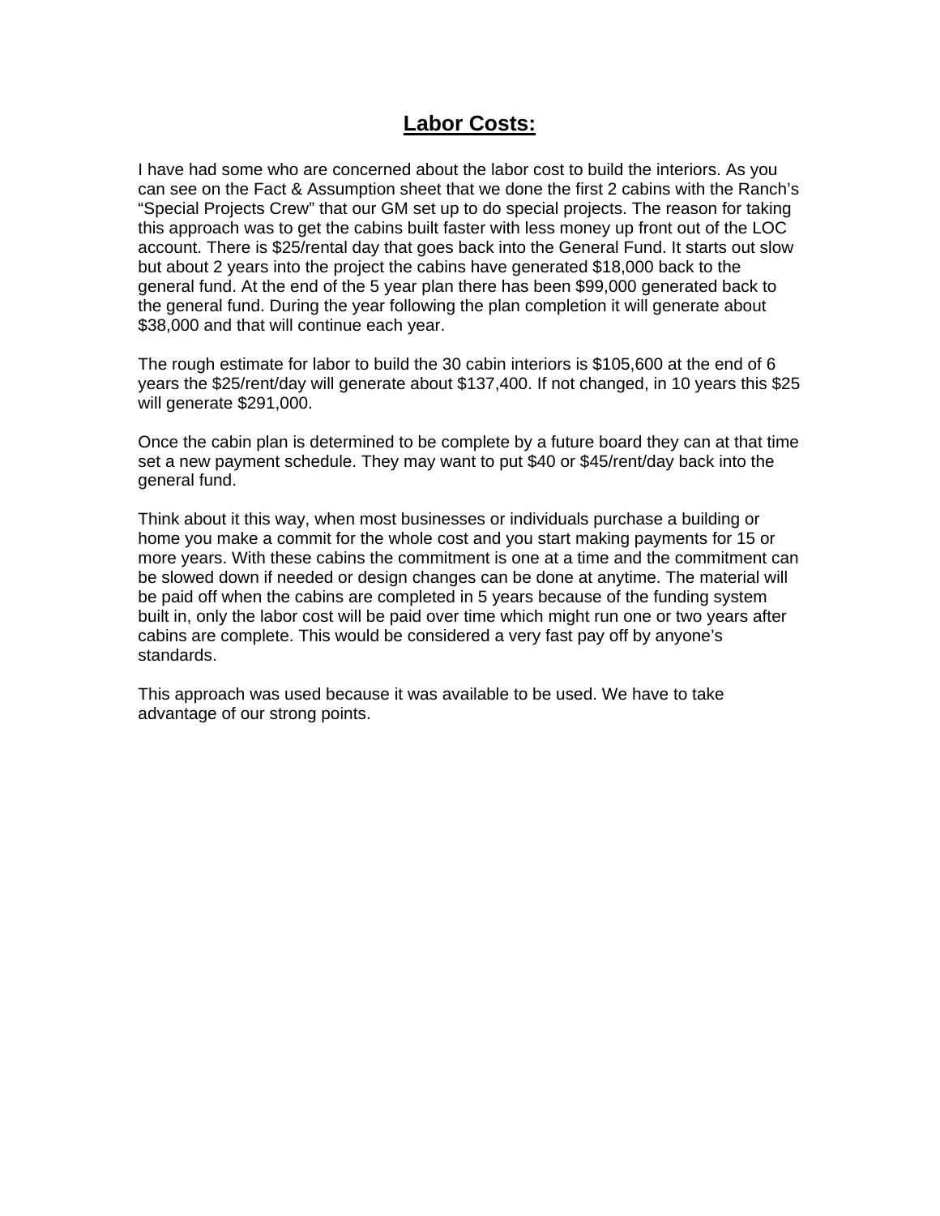# **Labor Costs:**

I have had some who are concerned about the labor cost to build the interiors. As you can see on the Fact & Assumption sheet that we done the first 2 cabins with the Ranch's "Special Projects Crew" that our GM set up to do special projects. The reason for taking this approach was to get the cabins built faster with less money up front out of the LOC account. There is $25/rental day that goes back into the General Fund. It starts out slow but about 2 years into the project the cabins have generated $18,000 back to the general fund. At the end of the 5 year plan there has been $99,000 generated back to the general fund. During the year following the plan completion it will generate about $38,000 and that will continue each year.

The rough estimate for labor to build the 30 cabin interiors is $105,600 at the end of 6 years the $25/rent/day will generate about $137,400. If not changed, in 10 years this $25 will generate $291,000.

Once the cabin plan is determined to be complete by a future board they can at that time set a new payment schedule. They may want to put $40 or $45/rent/day back into the general fund.

Think about it this way, when most businesses or individuals purchase a building or home you make a commit for the whole cost and you start making payments for 15 or more years. With these cabins the commitment is one at a time and the commitment can be slowed down if needed or design changes can be done at anytime. The material will be paid off when the cabins are completed in 5 years because of the funding system built in, only the labor cost will be paid over time which might run one or two years after cabins are complete. This would be considered a very fast pay off by anyone's standards.

This approach was used because it was available to be used. We have to take advantage of our strong points.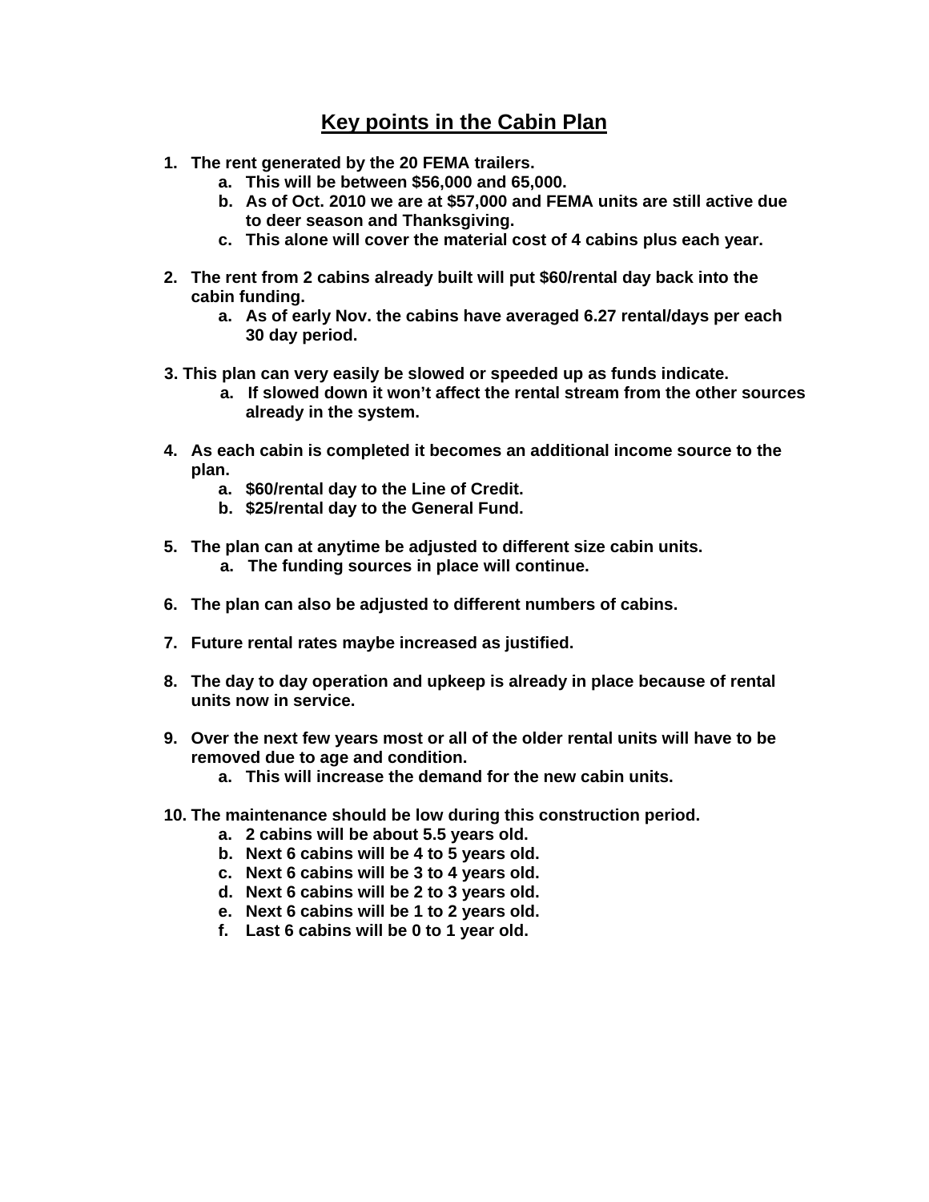# Key points in the Cabin Plan

1. **The rent generated by the 20 FEMA trailers.**
   a. **This will be between $56,000 and 65,000.**
   b. **As of Oct. 2010 we are at $57,000 and FEMA units are still active due to deer season and Thanksgiving.**
   c. **This alone will cover the material cost of 4 cabins plus each year.**

2. **The rent from 2 cabins already built will put $60/rental day back into the cabin funding.**
   a. **As of early Nov. the cabins have averaged 6.27 rental/days per each 30 day period.**

3. **This plan can very easily be slowed or speeded up as funds indicate.**
   a. **If slowed down it won't affect the rental stream from the other sources already in the system.**

4. **As each cabin is completed it becomes an additional income source to the plan.**
   a. **$60/rental day to the Line of Credit.**
   b. **$25/rental day to the General Fund.**

5. **The plan can at anytime be adjusted to different size cabin units.**
   a. **The funding sources in place will continue.**

6. **The plan can also be adjusted to different numbers of cabins.**

7. **Future rental rates maybe increased as justified.**

8. **The day to day operation and upkeep is already in place because of rental units now in service.**

9. **Over the next few years most or all of the older rental units will have to be removed due to age and condition.**
   a. **This will increase the demand for the new cabin units.**

10. **The maintenance should be low during this construction period.**
    a. **2 cabins will be about 5.5 years old.**
    b. **Next 6 cabins will be 4 to 5 years old.**
    c. **Next 6 cabins will be 3 to 4 years old.**
    d. **Next 6 cabins will be 2 to 3 years old.**
    e. **Next 6 cabins will be 1 to 2 years old.**
    f. **Last 6 cabins will be 0 to 1 year old.**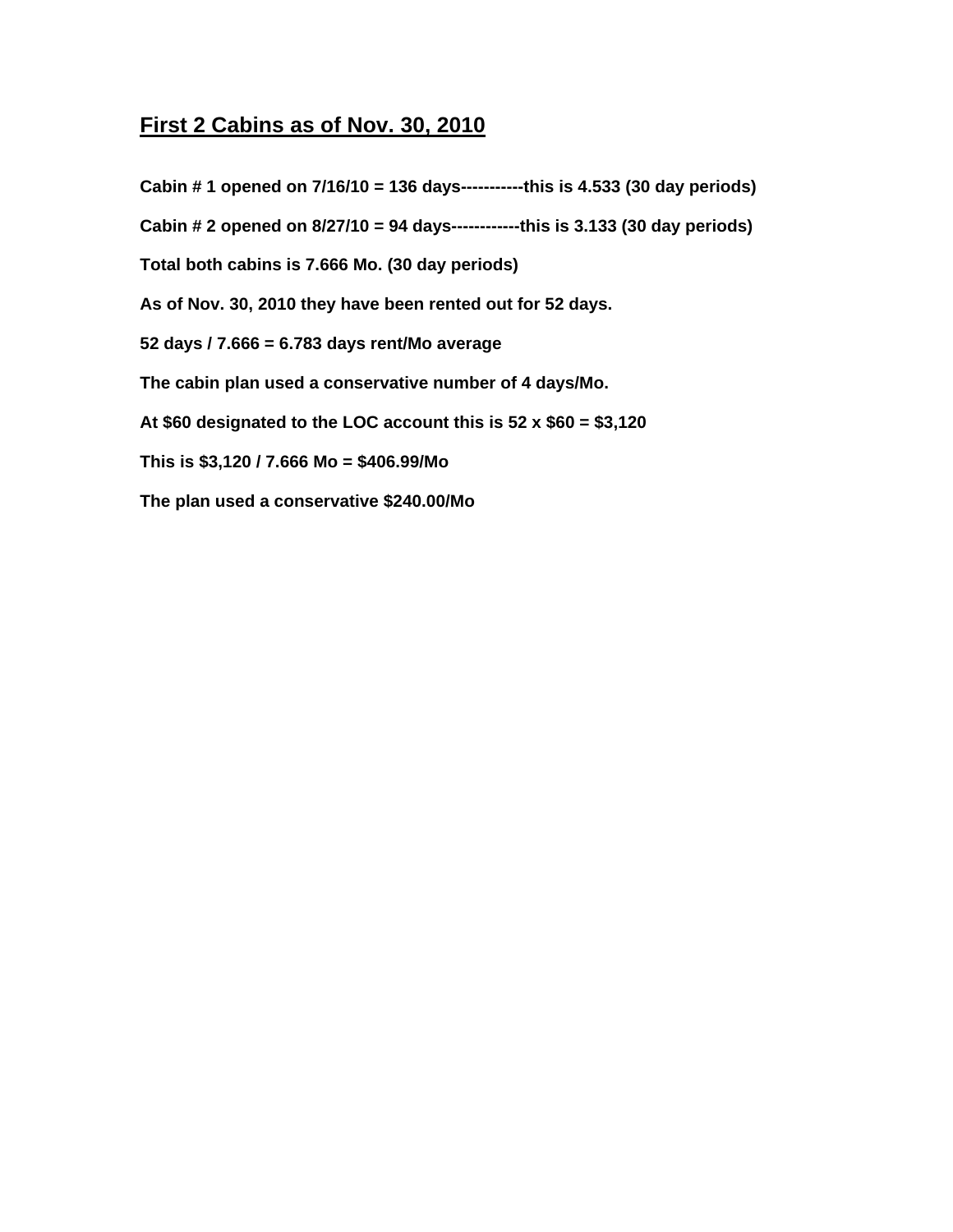# First 2 Cabins as of Nov. 30, 2010

**Cabin # 1 opened on 7/16/10 = 136 days-----------this is 4.533 (30 day periods)**

**Cabin # 2 opened on 8/27/10 = 94 days------------this is 3.133 (30 day periods)**

**Total both cabins is 7.666 Mo. (30 day periods)**

**As of Nov. 30, 2010 they have been rented out for 52 days.**

**52 days / 7.666 = 6.783 days rent/Mo average**

**The cabin plan used a conservative number of 4 days/Mo.**

**At $60 designated to the LOC account this is 52 x $60 = $3,120**

**This is $3,120 / 7.666 Mo = $406.99/Mo**

**The plan used a conservative $240.00/Mo**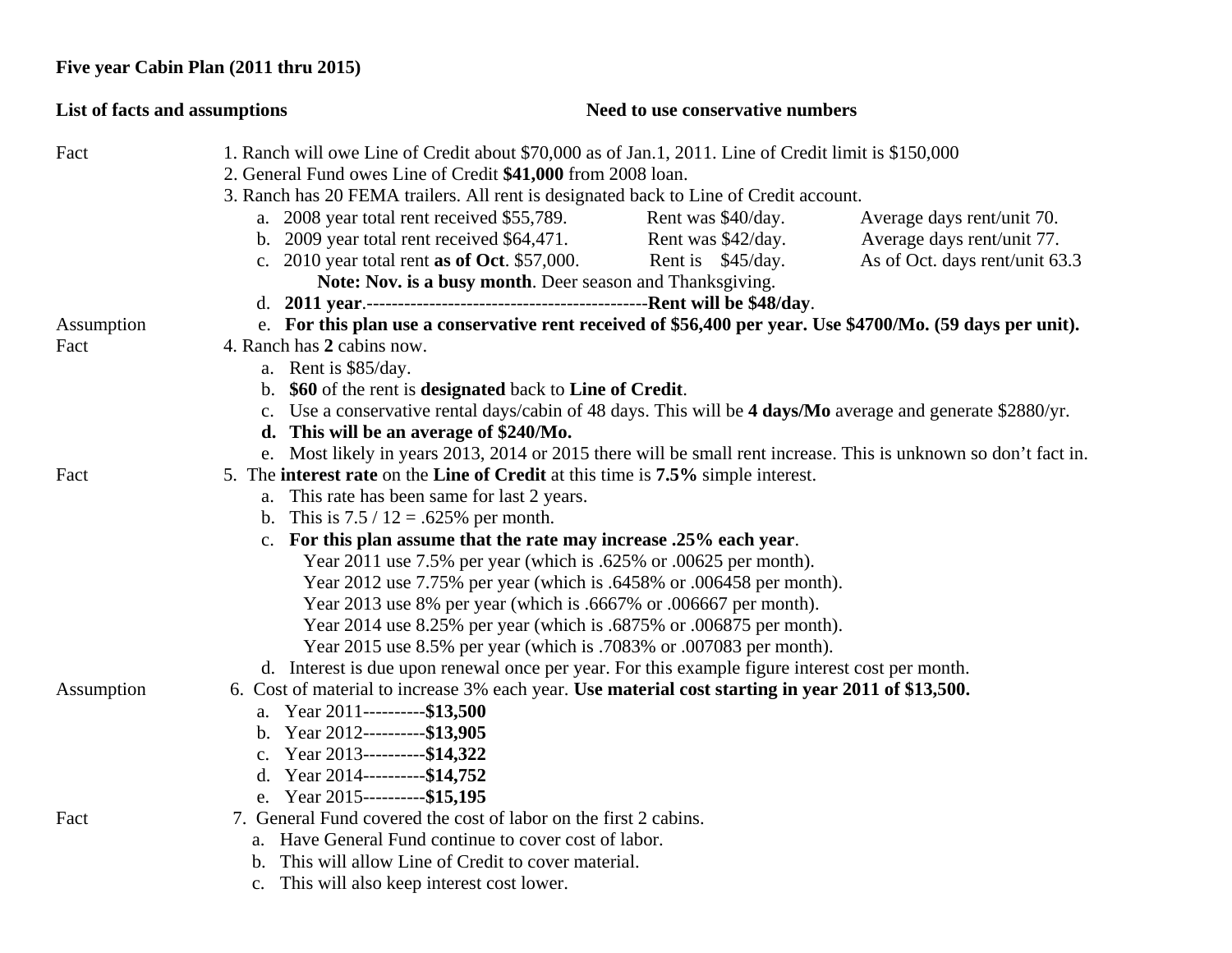**Five year Cabin Plan (2011 thru 2015)**

**List of facts and assumptions** **Need to use conservative numbers**

Fact 1. Ranch will owe Line of Credit about $70,000 as of Jan.1, 2011. Line of Credit limit is $150,000

2. General Fund owes Line of Credit **$41,000** from 2008 loan.

3. Ranch has 20 FEMA trailers. All rent is designated back to Line of Credit account.

   a. 2008 year total rent received $55,789. Rent was $40/day. Average days rent/unit 70.
   b. 2009 year total rent received $64,471. Rent was $42/day. Average days rent/unit 77.
   c. 2010 year total rent **as of Oct**. $57,000. Rent is $45/day. As of Oct. days rent/unit 63.3
      **Note: Nov. is a busy month**. Deer season and Thanksgiving.
   d. **2011 year**.---------------------------------------------**Rent will be $48/day**.

Assumption e. **For this plan use a conservative rent received of $56,400 per year. Use $4700/Mo. (59 days per unit).**

Fact 4. Ranch has **2** cabins now.

   a. Rent is $85/day.
   b. **$60** of the rent is **designated** back to **Line of Credit**.
   c. Use a conservative rental days/cabin of 48 days. This will be **4 days/Mo** average and generate $2880/yr.
   d. **This will be an average of $240/Mo.**
   e. Most likely in years 2013, 2014 or 2015 there will be small rent increase. This is unknown so don't fact in.

Fact 5. The **interest rate** on the **Line of Credit** at this time is **7.5%** simple interest.

   a. This rate has been same for last 2 years.
   b. This is 7.5 / 12 = .625% per month.
   c. **For this plan assume that the rate may increase .25% each year**.
      Year 2011 use 7.5% per year (which is .625% or .00625 per month).
      Year 2012 use 7.75% per year (which is .6458% or .006458 per month).
      Year 2013 use 8% per year (which is .6667% or .006667 per month).
      Year 2014 use 8.25% per year (which is .6875% or .006875 per month).
      Year 2015 use 8.5% per year (which is .7083% or .007083 per month).
   d. Interest is due upon renewal once per year. For this example figure interest cost per month.

Assumption 6. Cost of material to increase 3% each year. **Use material cost starting in year 2011 of $13,500.**

   a. Year 2011----------**$13,500**
   b. Year 2012----------**$13,905**
   c. Year 2013----------**$14,322**
   d. Year 2014----------**$14,752**
   e. Year 2015----------**$15,195**

Fact 7. General Fund covered the cost of labor on the first 2 cabins.

   a. Have General Fund continue to cover cost of labor.
   b. This will allow Line of Credit to cover material.
   c. This will also keep interest cost lower.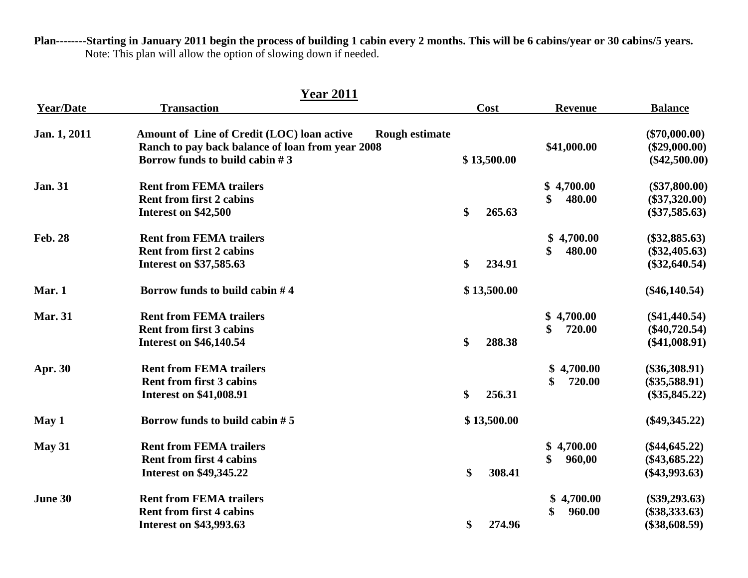**Plan--------Starting in January 2011 begin the process of building 1 cabin every 2 months. This will be 6 cabins/year or 30 cabins/5 years.**
Note: This plan will allow the option of slowing down if needed.

## Year 2011

| Year/Date | Transaction | Cost | Revenue | Balance |
|---|---|---|---|---|
| **Jan. 1, 2011** | **Amount of Line of Credit (LOC) loan active Rough estimate** | | | **($70,000.00)** |
| | **Ranch to pay back balance of loan from year 2008** | | **$41,000.00** | **($29,000.00)** |
| | **Borrow funds to build cabin # 3** | **$ 13,500.00** | | **($42,500.00)** |
| **Jan. 31** | **Rent from FEMA trailers** | | **$ 4,700.00** | **($37,800.00)** |
| | **Rent from first 2 cabins** | | **$ 480.00** | **($37,320.00)** |
| | **Interest on $42,500** | **$ 265.63** | | **($37,585.63)** |
| **Feb. 28** | **Rent from FEMA trailers** | | **$ 4,700.00** | **($32,885.63)** |
| | **Rent from first 2 cabins** | | **$ 480.00** | **($32,405.63)** |
| | **Interest on $37,585.63** | **$ 234.91** | | **($32,640.54)** |
| **Mar. 1** | **Borrow funds to build cabin # 4** | **$ 13,500.00** | | **($46,140.54)** |
| **Mar. 31** | **Rent from FEMA trailers** | | **$ 4,700.00** | **($41,440.54)** |
| | **Rent from first 3 cabins** | | **$ 720.00** | **($40,720.54)** |
| | **Interest on $46,140.54** | **$ 288.38** | | **($41,008.91)** |
| **Apr. 30** | **Rent from FEMA trailers** | | **$ 4,700.00** | **($36,308.91)** |
| | **Rent from first 3 cabins** | | **$ 720.00** | **($35,588.91)** |
| | **Interest on $41,008.91** | **$ 256.31** | | **($35,845.22)** |
| **May 1** | **Borrow funds to build cabin # 5** | **$ 13,500.00** | | **($49,345.22)** |
| **May 31** | **Rent from FEMA trailers** | | **$ 4,700.00** | **($44,645.22)** |
| | **Rent from first 4 cabins** | | **$ 960,00** | **($43,685.22)** |
| | **Interest on $49,345.22** | **$ 308.41** | | **($43,993.63)** |
| **June 30** | **Rent from FEMA trailers** | | **$ 4,700.00** | **($39,293.63)** |
| | **Rent from first 4 cabins** | | **$ 960.00** | **($38,333.63)** |
| | **Interest on $43,993.63** | **$ 274.96** | | **($38,608.59)** |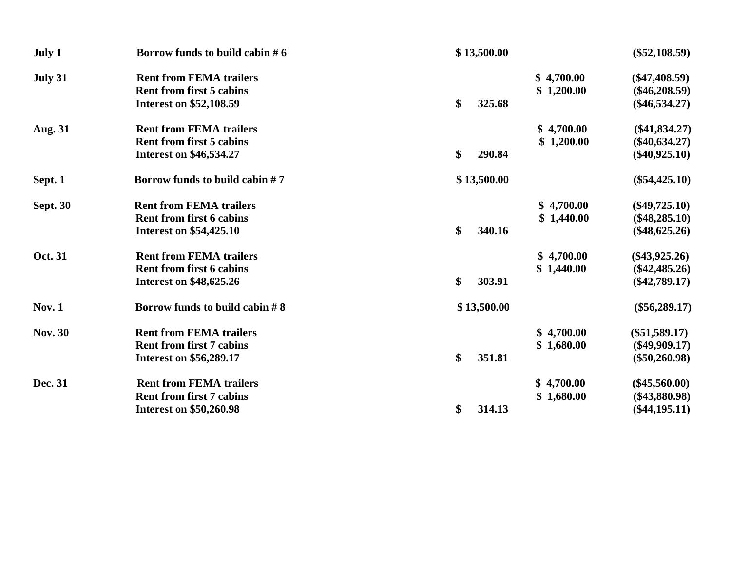| | | | | |
|---|---|---|---|---|
| **July 1** | **Borrow funds to build cabin # 6** | **$ 13,500.00** | | **($52,108.59)** |
| **July 31** | **Rent from FEMA trailers** | | **$ 4,700.00** | **($47,408.59)** |
| | **Rent from first 5 cabins** | | **$ 1,200.00** | **($46,208.59)** |
| | **Interest on $52,108.59** | **$ 325.68** | | **($46,534.27)** |
| **Aug. 31** | **Rent from FEMA trailers** | | **$ 4,700.00** | **($41,834.27)** |
| | **Rent from first 5 cabins** | | **$ 1,200.00** | **($40,634.27)** |
| | **Interest on $46,534.27** | **$ 290.84** | | **($40,925.10)** |
| **Sept. 1** | **Borrow funds to build cabin # 7** | **$ 13,500.00** | | **($54,425.10)** |
| **Sept. 30** | **Rent from FEMA trailers** | | **$ 4,700.00** | **($49,725.10)** |
| | **Rent from first 6 cabins** | | **$ 1,440.00** | **($48,285.10)** |
| | **Interest on $54,425.10** | **$ 340.16** | | **($48,625.26)** |
| **Oct. 31** | **Rent from FEMA trailers** | | **$ 4,700.00** | **($43,925.26)** |
| | **Rent from first 6 cabins** | | **$ 1,440.00** | **($42,485.26)** |
| | **Interest on $48,625.26** | **$ 303.91** | | **($42,789.17)** |
| **Nov. 1** | **Borrow funds to build cabin # 8** | **$ 13,500.00** | | **($56,289.17)** |
| **Nov. 30** | **Rent from FEMA trailers** | | **$ 4,700.00** | **($51,589.17)** |
| | **Rent from first 7 cabins** | | **$ 1,680.00** | **($49,909.17)** |
| | **Interest on $56,289.17** | **$ 351.81** | | **($50,260.98)** |
| **Dec. 31** | **Rent from FEMA trailers** | | **$ 4,700.00** | **($45,560.00)** |
| | **Rent from first 7 cabins** | | **$ 1,680.00** | **($43,880.98)** |
| | **Interest on $50,260.98** | **$ 314.13** | | **($44,195.11)** |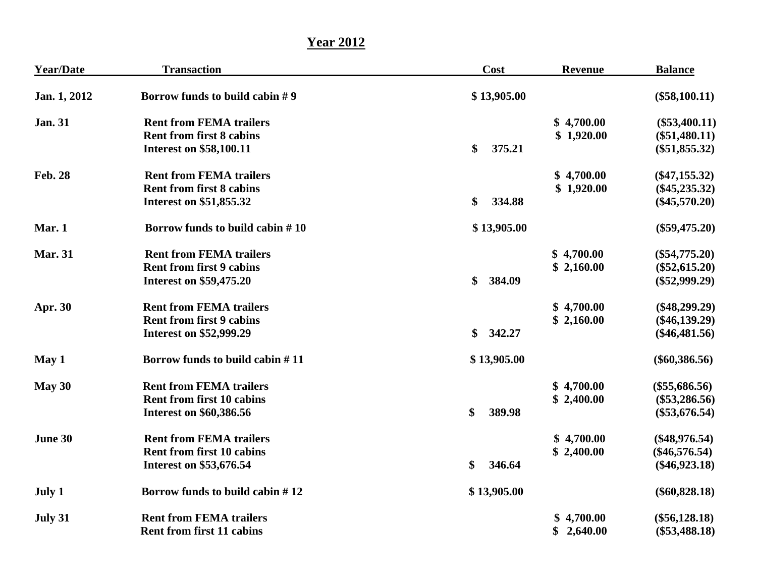## Year 2012

| Year/Date | Transaction | Cost | Revenue | Balance |
|---|---|---|---|---|
| Jan. 1, 2012 | Borrow funds to build cabin # 9 | $ 13,905.00 | | ($58,100.11) |
| Jan. 31 | Rent from FEMA trailers | | $ 4,700.00 | ($53,400.11) |
| | Rent from first 8 cabins | | $ 1,920.00 | ($51,480.11) |
| | Interest on $58,100.11 | $ 375.21 | | ($51,855.32) |
| Feb. 28 | Rent from FEMA trailers | | $ 4,700.00 | ($47,155.32) |
| | Rent from first 8 cabins | | $ 1,920.00 | ($45,235.32) |
| | Interest on $51,855.32 | $ 334.88 | | ($45,570.20) |
| Mar. 1 | Borrow funds to build cabin # 10 | $ 13,905.00 | | ($59,475.20) |
| Mar. 31 | Rent from FEMA trailers | | $ 4,700.00 | ($54,775.20) |
| | Rent from first 9 cabins | | $ 2,160.00 | ($52,615.20) |
| | Interest on $59,475.20 | $ 384.09 | | ($52,999.29) |
| Apr. 30 | Rent from FEMA trailers | | $ 4,700.00 | ($48,299.29) |
| | Rent from first 9 cabins | | $ 2,160.00 | ($46,139.29) |
| | Interest on $52,999.29 | $ 342.27 | | ($46,481.56) |
| May 1 | Borrow funds to build cabin # 11 | $ 13,905.00 | | ($60,386.56) |
| May 30 | Rent from FEMA trailers | | $ 4,700.00 | ($55,686.56) |
| | Rent from first 10 cabins | | $ 2,400.00 | ($53,286.56) |
| | Interest on $60,386.56 | $ 389.98 | | ($53,676.54) |
| June 30 | Rent from FEMA trailers | | $ 4,700.00 | ($48,976.54) |
| | Rent from first 10 cabins | | $ 2,400.00 | ($46,576.54) |
| | Interest on $53,676.54 | $ 346.64 | | ($46,923.18) |
| July 1 | Borrow funds to build cabin # 12 | $ 13,905.00 | | ($60,828.18) |
| July 31 | Rent from FEMA trailers | | $ 4,700.00 | ($56,128.18) |
| | Rent from first 11 cabins | | $ 2,640.00 | ($53,488.18) |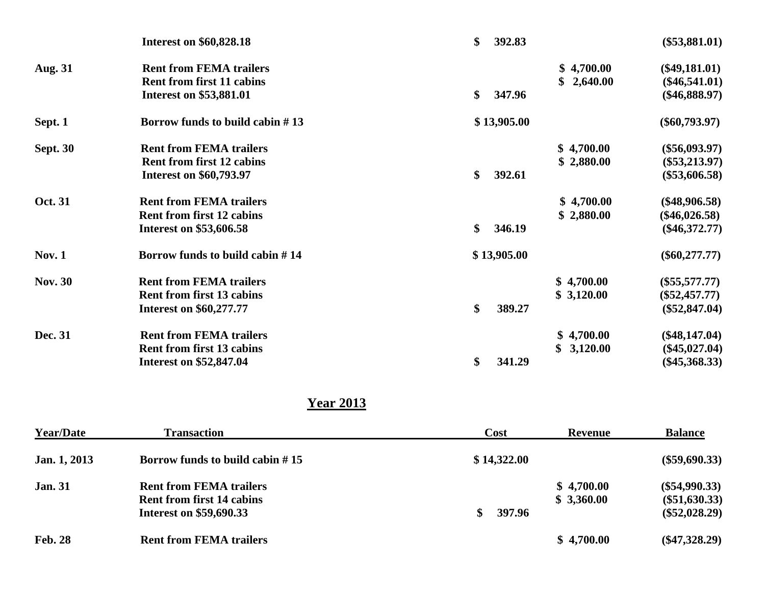| | | | | |
|---|---|---|---|---|
| | **Interest on $60,828.18** | **$ 392.83** | | **($53,881.01)** |
| **Aug. 31** | **Rent from FEMA trailers** | | **$ 4,700.00** | **($49,181.01)** |
| | **Rent from first 11 cabins** | | **$ 2,640.00** | **($46,541.01)** |
| | **Interest on $53,881.01** | **$ 347.96** | | **($46,888.97)** |
| **Sept. 1** | **Borrow funds to build cabin # 13** | **$ 13,905.00** | | **($60,793.97)** |
| **Sept. 30** | **Rent from FEMA trailers** | | **$ 4,700.00** | **($56,093.97)** |
| | **Rent from first 12 cabins** | | **$ 2,880.00** | **($53,213.97)** |
| | **Interest on $60,793.97** | **$ 392.61** | | **($53,606.58)** |
| **Oct. 31** | **Rent from FEMA trailers** | | **$ 4,700.00** | **($48,906.58)** |
| | **Rent from first 12 cabins** | | **$ 2,880.00** | **($46,026.58)** |
| | **Interest on $53,606.58** | **$ 346.19** | | **($46,372.77)** |
| **Nov. 1** | **Borrow funds to build cabin # 14** | **$ 13,905.00** | | **($60,277.77)** |
| **Nov. 30** | **Rent from FEMA trailers** | | **$ 4,700.00** | **($55,577.77)** |
| | **Rent from first 13 cabins** | | **$ 3,120.00** | **($52,457.77)** |
| | **Interest on $60,277.77** | **$ 389.27** | | **($52,847.04)** |
| **Dec. 31** | **Rent from FEMA trailers** | | **$ 4,700.00** | **($48,147.04)** |
| | **Rent from first 13 cabins** | | **$ 3,120.00** | **($45,027.04)** |
| | **Interest on $52,847.04** | **$ 341.29** | | **($45,368.33)** |

## Year 2013

| Year/Date | Transaction | Cost | Revenue | Balance |
|---|---|---|---|---|
| **Jan. 1, 2013** | **Borrow funds to build cabin # 15** | **$ 14,322.00** | | **($59,690.33)** |
| **Jan. 31** | **Rent from FEMA trailers** | | **$ 4,700.00** | **($54,990.33)** |
| | **Rent from first 14 cabins** | | **$ 3,360.00** | **($51,630.33)** |
| | **Interest on $59,690.33** | **$ 397.96** | | **($52,028.29)** |
| **Feb. 28** | **Rent from FEMA trailers** | | **$ 4,700.00** | **($47,328.29)** |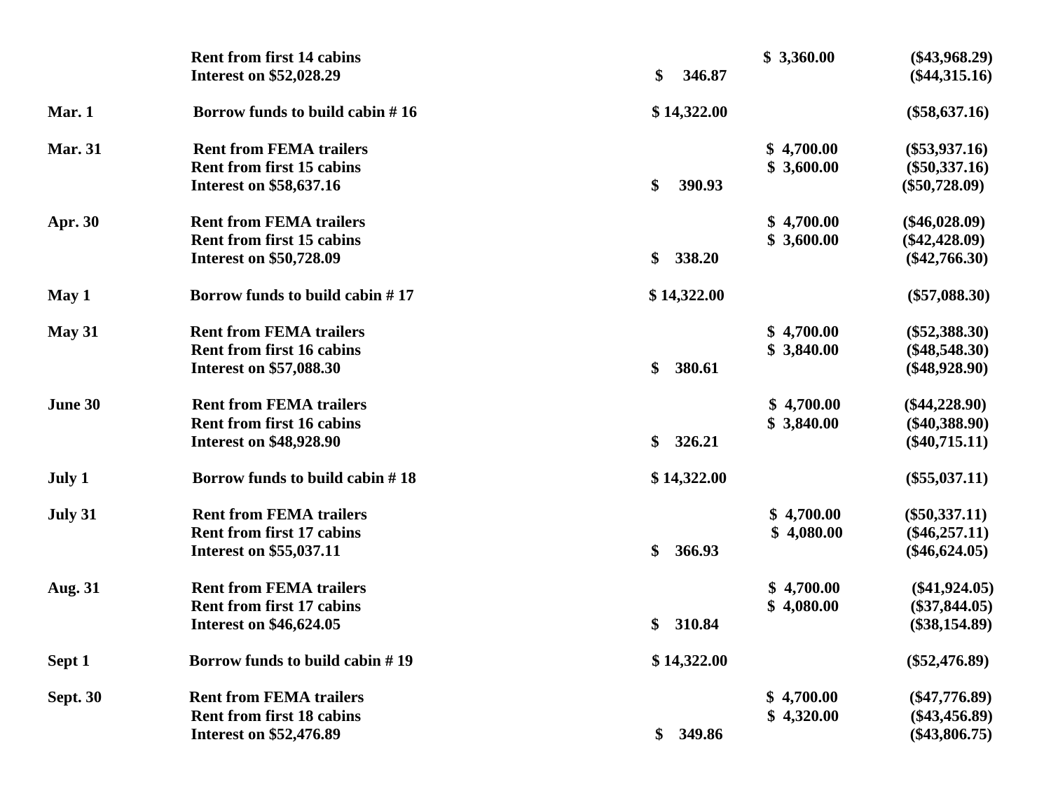| | | | | |
|---|---|---|---|---|
| | **Rent from first 14 cabins** | | **$ 3,360.00** | **($43,968.29)** |
| | **Interest on $52,028.29** | **$ 346.87** | | **($44,315.16)** |
| **Mar. 1** | **Borrow funds to build cabin # 16** | **$ 14,322.00** | | **($58,637.16)** |
| **Mar. 31** | **Rent from FEMA trailers** | | **$ 4,700.00** | **($53,937.16)** |
| | **Rent from first 15 cabins** | | **$ 3,600.00** | **($50,337.16)** |
| | **Interest on $58,637.16** | **$ 390.93** | | **($50,728.09)** |
| **Apr. 30** | **Rent from FEMA trailers** | | **$ 4,700.00** | **($46,028.09)** |
| | **Rent from first 15 cabins** | | **$ 3,600.00** | **($42,428.09)** |
| | **Interest on $50,728.09** | **$ 338.20** | | **($42,766.30)** |
| **May 1** | **Borrow funds to build cabin # 17** | **$ 14,322.00** | | **($57,088.30)** |
| **May 31** | **Rent from FEMA trailers** | | **$ 4,700.00** | **($52,388.30)** |
| | **Rent from first 16 cabins** | | **$ 3,840.00** | **($48,548.30)** |
| | **Interest on $57,088.30** | **$ 380.61** | | **($48,928.90)** |
| **June 30** | **Rent from FEMA trailers** | | **$ 4,700.00** | **($44,228.90)** |
| | **Rent from first 16 cabins** | | **$ 3,840.00** | **($40,388.90)** |
| | **Interest on $48,928.90** | **$ 326.21** | | **($40,715.11)** |
| **July 1** | **Borrow funds to build cabin # 18** | **$ 14,322.00** | | **($55,037.11)** |
| **July 31** | **Rent from FEMA trailers** | | **$ 4,700.00** | **($50,337.11)** |
| | **Rent from first 17 cabins** | | **$ 4,080.00** | **($46,257.11)** |
| | **Interest on $55,037.11** | **$ 366.93** | | **($46,624.05)** |
| **Aug. 31** | **Rent from FEMA trailers** | | **$ 4,700.00** | **($41,924.05)** |
| | **Rent from first 17 cabins** | | **$ 4,080.00** | **($37,844.05)** |
| | **Interest on $46,624.05** | **$ 310.84** | | **($38,154.89)** |
| **Sept 1** | **Borrow funds to build cabin # 19** | **$ 14,322.00** | | **($52,476.89)** |
| **Sept. 30** | **Rent from FEMA trailers** | | **$ 4,700.00** | **($47,776.89)** |
| | **Rent from first 18 cabins** | | **$ 4,320.00** | **($43,456.89)** |
| | **Interest on $52,476.89** | **$ 349.86** | | **($43,806.75)** |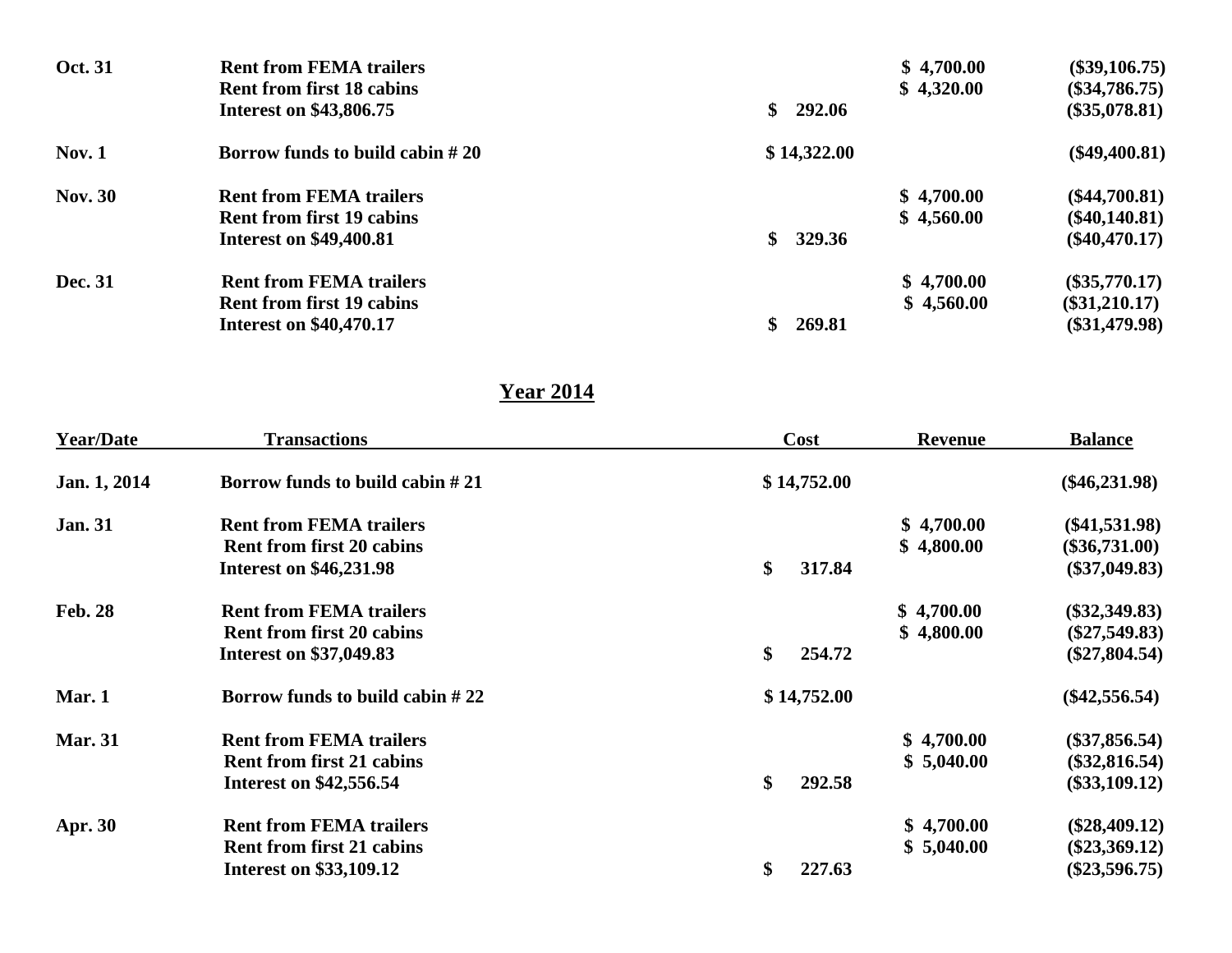| | | | | |
|---|---|---|---|---|
| **Oct. 31** | **Rent from FEMA trailers** | | **$ 4,700.00** | **($39,106.75)** |
| | **Rent from first 18 cabins** | | **$ 4,320.00** | **($34,786.75)** |
| | **Interest on $43,806.75** | **$ 292.06** | | **($35,078.81)** |
| **Nov. 1** | **Borrow funds to build cabin # 20** | **$ 14,322.00** | | **($49,400.81)** |
| **Nov. 30** | **Rent from FEMA trailers** | | **$ 4,700.00** | **($44,700.81)** |
| | **Rent from first 19 cabins** | | **$ 4,560.00** | **($40,140.81)** |
| | **Interest on $49,400.81** | **$ 329.36** | | **($40,470.17)** |
| **Dec. 31** | **Rent from FEMA trailers** | | **$ 4,700.00** | **($35,770.17)** |
| | **Rent from first 19 cabins** | | **$ 4,560.00** | **($31,210.17)** |
| | **Interest on $40,470.17** | **$ 269.81** | | **($31,479.98)** |

## Year 2014

| Year/Date | Transactions | Cost | Revenue | Balance |
|---|---|---|---|---|
| **Jan. 1, 2014** | **Borrow funds to build cabin # 21** | **$ 14,752.00** | | **($46,231.98)** |
| **Jan. 31** | **Rent from FEMA trailers** | | **$ 4,700.00** | **($41,531.98)** |
| | **Rent from first 20 cabins** | | **$ 4,800.00** | **($36,731.00)** |
| | **Interest on $46,231.98** | **$ 317.84** | | **($37,049.83)** |
| **Feb. 28** | **Rent from FEMA trailers** | | **$ 4,700.00** | **($32,349.83)** |
| | **Rent from first 20 cabins** | | **$ 4,800.00** | **($27,549.83)** |
| | **Interest on $37,049.83** | **$ 254.72** | | **($27,804.54)** |
| **Mar. 1** | **Borrow funds to build cabin # 22** | **$ 14,752.00** | | **($42,556.54)** |
| **Mar. 31** | **Rent from FEMA trailers** | | **$ 4,700.00** | **($37,856.54)** |
| | **Rent from first 21 cabins** | | **$ 5,040.00** | **($32,816.54)** |
| | **Interest on $42,556.54** | **$ 292.58** | | **($33,109.12)** |
| **Apr. 30** | **Rent from FEMA trailers** | | **$ 4,700.00** | **($28,409.12)** |
| | **Rent from first 21 cabins** | | **$ 5,040.00** | **($23,369.12)** |
| | **Interest on $33,109.12** | **$ 227.63** | | **($23,596.75)** |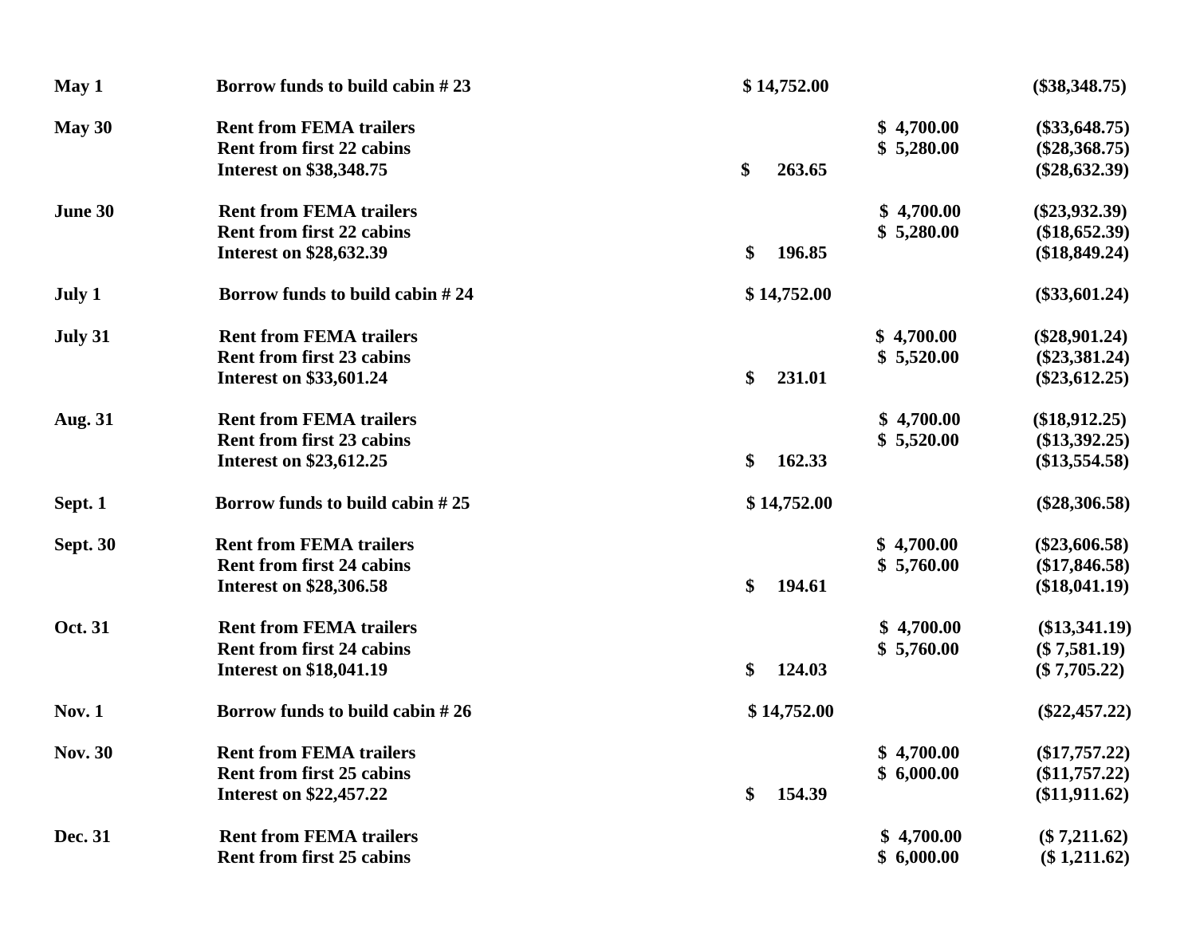| | | | | |
|---|---|---|---|---|
| **May 1** | **Borrow funds to build cabin # 23** | **$ 14,752.00** | | **($38,348.75)** |
| **May 30** | **Rent from FEMA trailers** | | **$ 4,700.00** | **($33,648.75)** |
| | **Rent from first 22 cabins** | | **$ 5,280.00** | **($28,368.75)** |
| | **Interest on $38,348.75** | **$ 263.65** | | **($28,632.39)** |
| **June 30** | **Rent from FEMA trailers** | | **$ 4,700.00** | **($23,932.39)** |
| | **Rent from first 22 cabins** | | **$ 5,280.00** | **($18,652.39)** |
| | **Interest on $28,632.39** | **$ 196.85** | | **($18,849.24)** |
| **July 1** | **Borrow funds to build cabin # 24** | **$ 14,752.00** | | **($33,601.24)** |
| **July 31** | **Rent from FEMA trailers** | | **$ 4,700.00** | **($28,901.24)** |
| | **Rent from first 23 cabins** | | **$ 5,520.00** | **($23,381.24)** |
| | **Interest on $33,601.24** | **$ 231.01** | | **($23,612.25)** |
| **Aug. 31** | **Rent from FEMA trailers** | | **$ 4,700.00** | **($18,912.25)** |
| | **Rent from first 23 cabins** | | **$ 5,520.00** | **($13,392.25)** |
| | **Interest on $23,612.25** | **$ 162.33** | | **($13,554.58)** |
| **Sept. 1** | **Borrow funds to build cabin # 25** | **$ 14,752.00** | | **($28,306.58)** |
| **Sept. 30** | **Rent from FEMA trailers** | | **$ 4,700.00** | **($23,606.58)** |
| | **Rent from first 24 cabins** | | **$ 5,760.00** | **($17,846.58)** |
| | **Interest on $28,306.58** | **$ 194.61** | | **($18,041.19)** |
| **Oct. 31** | **Rent from FEMA trailers** | | **$ 4,700.00** | **($13,341.19)** |
| | **Rent from first 24 cabins** | | **$ 5,760.00** | **($ 7,581.19)** |
| | **Interest on $18,041.19** | **$ 124.03** | | **($ 7,705.22)** |
| **Nov. 1** | **Borrow funds to build cabin # 26** | **$ 14,752.00** | | **($22,457.22)** |
| **Nov. 30** | **Rent from FEMA trailers** | | **$ 4,700.00** | **($17,757.22)** |
| | **Rent from first 25 cabins** | | **$ 6,000.00** | **($11,757.22)** |
| | **Interest on $22,457.22** | **$ 154.39** | | **($11,911.62)** |
| **Dec. 31** | **Rent from FEMA trailers** | | **$ 4,700.00** | **($ 7,211.62)** |
| | **Rent from first 25 cabins** | | **$ 6,000.00** | **($ 1,211.62)** |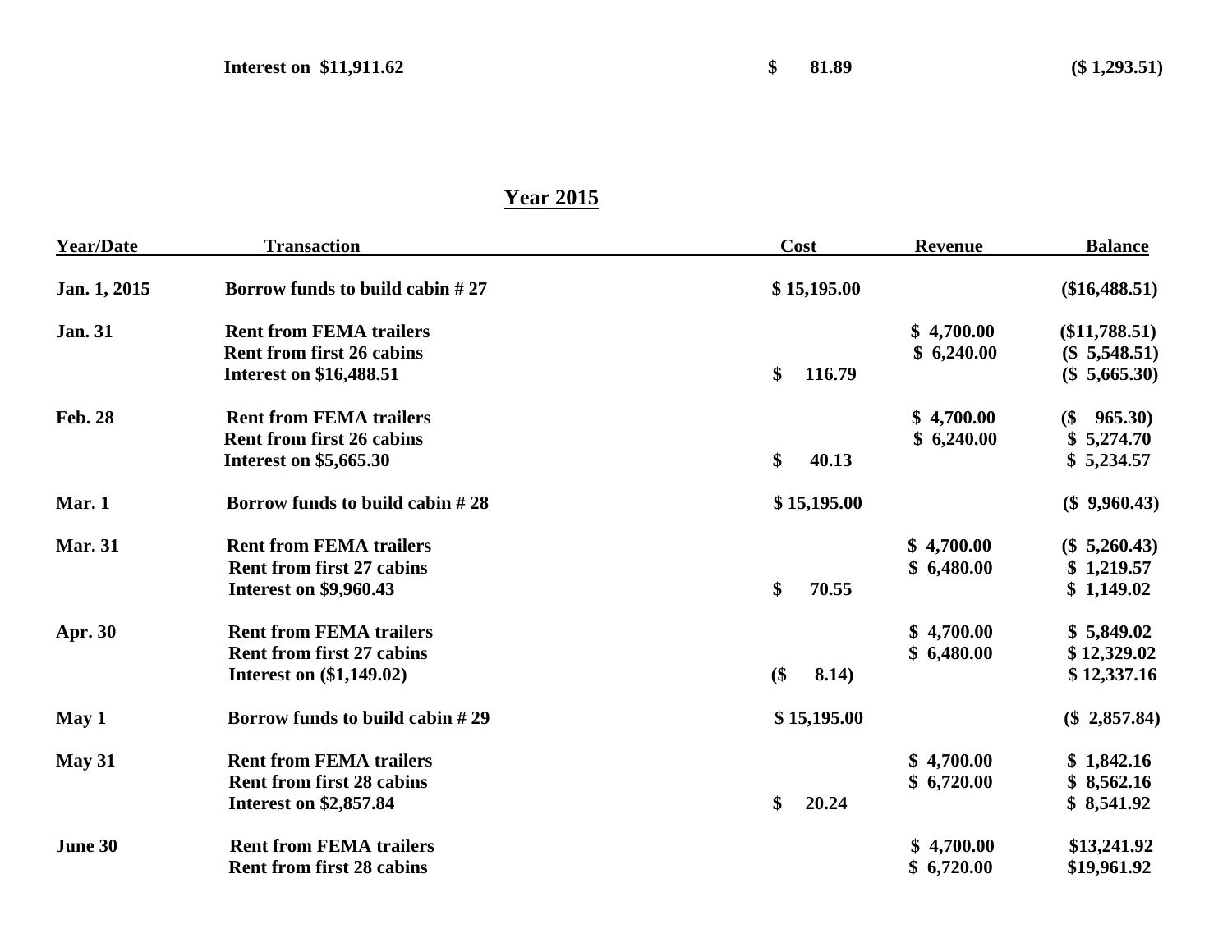| | Interest on $11,911.62 | $ 81.89 | | ($ 1,293.51) |
|---|---|---|---|---|

## Year 2015

| Year/Date | Transaction | Cost | Revenue | Balance |
|---|---|---|---|---|
| Jan. 1, 2015 | Borrow funds to build cabin # 27 | $ 15,195.00 | | ($16,488.51) |
| Jan. 31 | Rent from FEMA trailers | | $ 4,700.00 | ($11,788.51) |
| | Rent from first 26 cabins | | $ 6,240.00 | ($ 5,548.51) |
| | Interest on $16,488.51 | $ 116.79 | | ($ 5,665.30) |
| Feb. 28 | Rent from FEMA trailers | | $ 4,700.00 | ($ 965.30) |
| | Rent from first 26 cabins | | $ 6,240.00 | $ 5,274.70 |
| | Interest on $5,665.30 | $ 40.13 | | $ 5,234.57 |
| Mar. 1 | Borrow funds to build cabin # 28 | $ 15,195.00 | | ($ 9,960.43) |
| Mar. 31 | Rent from FEMA trailers | | $ 4,700.00 | ($ 5,260.43) |
| | Rent from first 27 cabins | | $ 6,480.00 | $ 1,219.57 |
| | Interest on $9,960.43 | $ 70.55 | | $ 1,149.02 |
| Apr. 30 | Rent from FEMA trailers | | $ 4,700.00 | $ 5,849.02 |
| | Rent from first 27 cabins | | $ 6,480.00 | $ 12,329.02 |
| | Interest on ($1,149.02) | ($ 8.14) | | $ 12,337.16 |
| May 1 | Borrow funds to build cabin # 29 | $ 15,195.00 | | ($ 2,857.84) |
| May 31 | Rent from FEMA trailers | | $ 4,700.00 | $ 1,842.16 |
| | Rent from first 28 cabins | | $ 6,720.00 | $ 8,562.16 |
| | Interest on $2,857.84 | $ 20.24 | | $ 8,541.92 |
| June 30 | Rent from FEMA trailers | | $ 4,700.00 | $13,241.92 |
| | Rent from first 28 cabins | | $ 6,720.00 | $19,961.92 |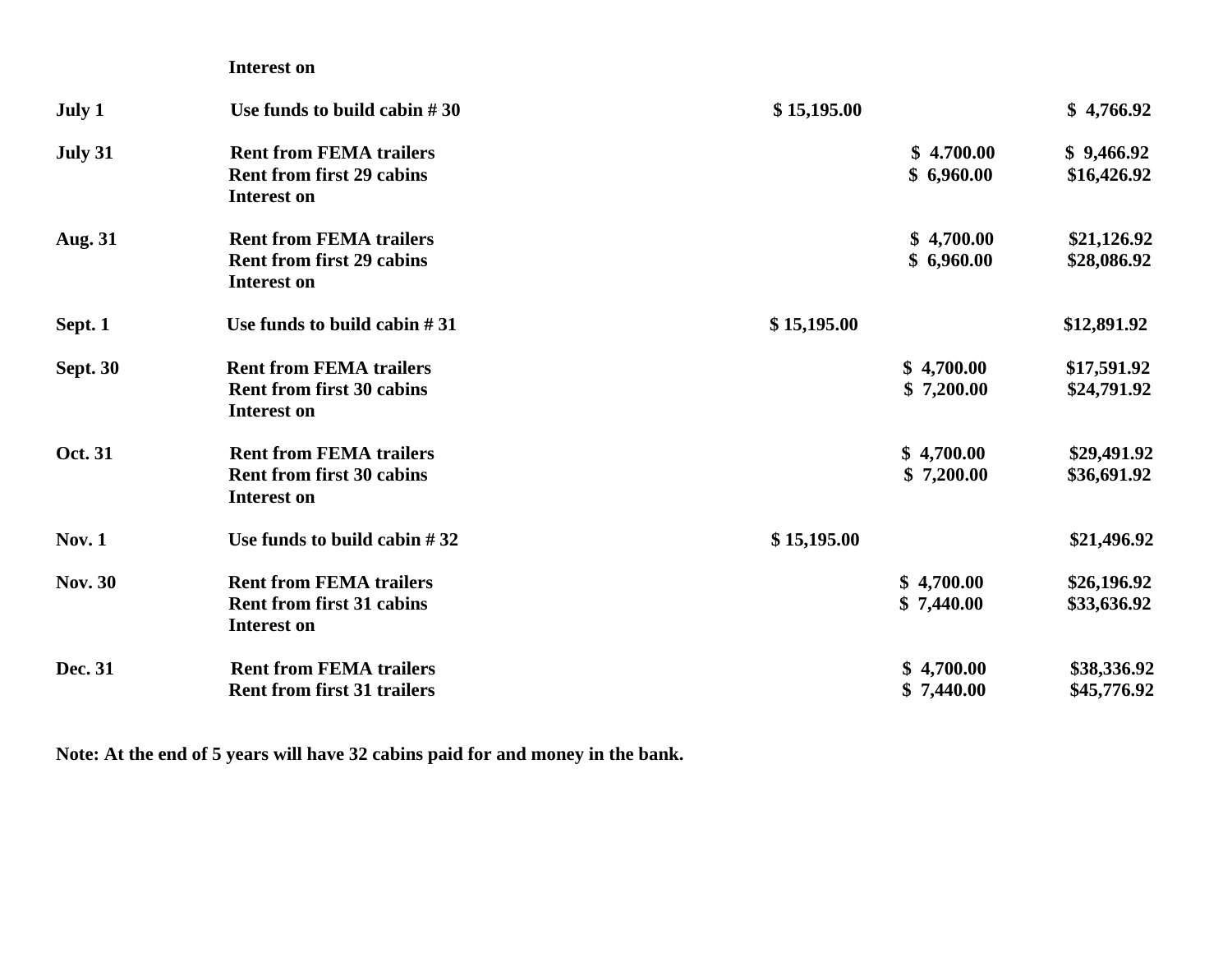| Date | Description | Withdrawal | Deposit | Balance |
|---|---|---|---|---|
| | Interest on | | | |
| July 1 | Use funds to build cabin # 30 | $ 15,195.00 | | $ 4,766.92 |
| July 31 | Rent from FEMA trailers | | $ 4.700.00 | $ 9,466.92 |
| | Rent from first 29 cabins | | $ 6,960.00 | $16,426.92 |
| | Interest on | | | |
| Aug. 31 | Rent from FEMA trailers | | $ 4,700.00 | $21,126.92 |
| | Rent from first 29 cabins | | $ 6,960.00 | $28,086.92 |
| | Interest on | | | |
| Sept. 1 | Use funds to build cabin # 31 | $ 15,195.00 | | $12,891.92 |
| Sept. 30 | Rent from FEMA trailers | | $ 4,700.00 | $17,591.92 |
| | Rent from first 30 cabins | | $ 7,200.00 | $24,791.92 |
| | Interest on | | | |
| Oct. 31 | Rent from FEMA trailers | | $ 4,700.00 | $29,491.92 |
| | Rent from first 30 cabins | | $ 7,200.00 | $36,691.92 |
| | Interest on | | | |
| Nov. 1 | Use funds to build cabin # 32 | $ 15,195.00 | | $21,496.92 |
| Nov. 30 | Rent from FEMA trailers | | $ 4,700.00 | $26,196.92 |
| | Rent from first 31 cabins | | $ 7,440.00 | $33,636.92 |
| | Interest on | | | |
| Dec. 31 | Rent from FEMA trailers | | $ 4,700.00 | $38,336.92 |
| | Rent from first 31 trailers | | $ 7,440.00 | $45,776.92 |

**Note: At the end of 5 years will have 32 cabins paid for and money in the bank.**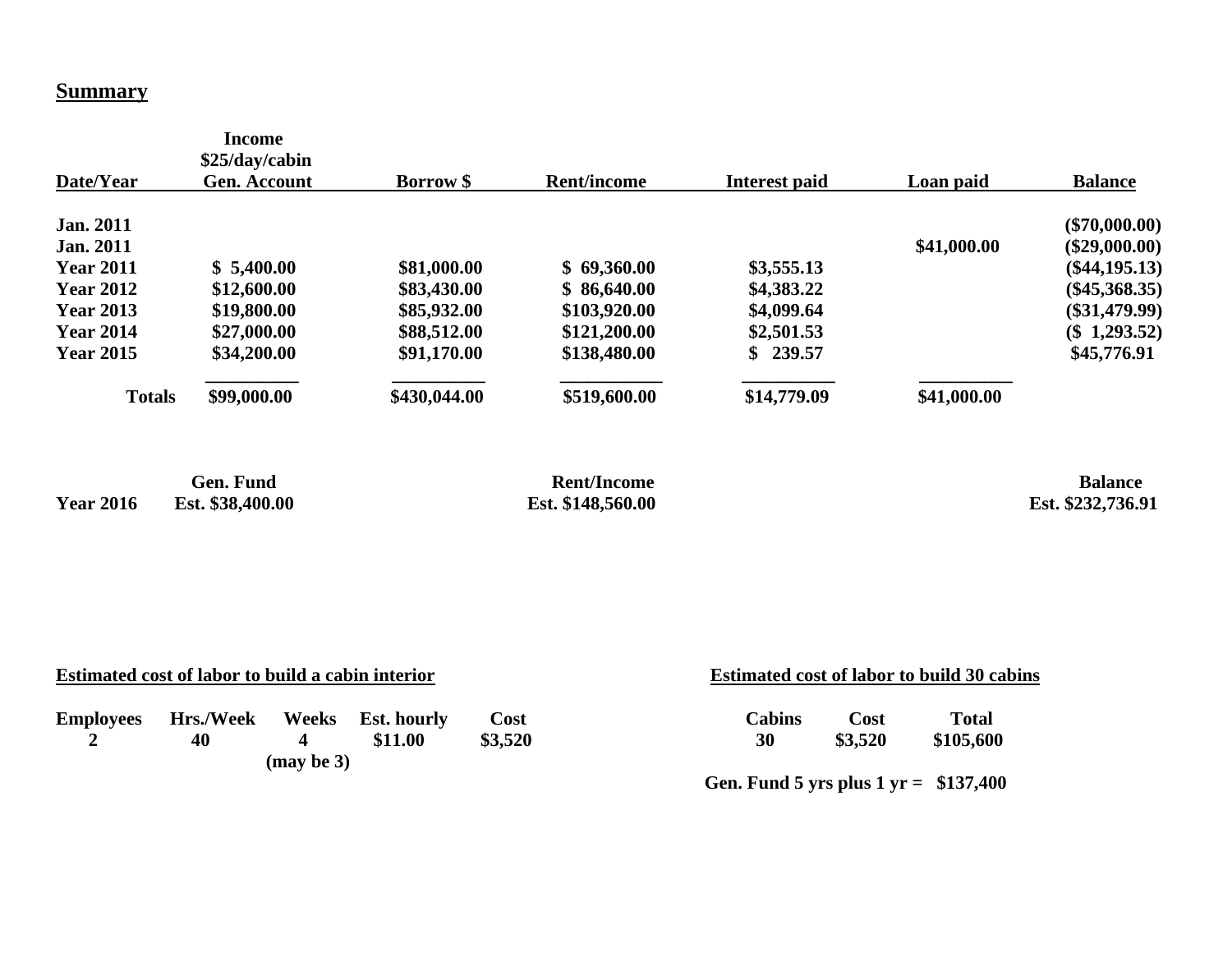## Summary

| Date/Year | Income $25/day/cabin Gen. Account | Borrow $ | Rent/income | Interest paid | Loan paid | Balance |
|---|---|---|---|---|---|---|
| Jan. 2011 | | | | | | ($70,000.00) |
| Jan. 2011 | | | | | $41,000.00 | ($29,000.00) |
| Year 2011 | $ 5,400.00 | $81,000.00 | $ 69,360.00 | $3,555.13 | | ($44,195.13) |
| Year 2012 | $12,600.00 | $83,430.00 | $ 86,640.00 | $4,383.22 | | ($45,368.35) |
| Year 2013 | $19,800.00 | $85,932.00 | $103,920.00 | $4,099.64 | | ($31,479.99) |
| Year 2014 | $27,000.00 | $88,512.00 | $121,200.00 | $2,501.53 | | ($ 1,293.52) |
| Year 2015 | $34,200.00 | $91,170.00 | $138,480.00 | $ 239.57 | | $45,776.91 |
| Totals | $99,000.00 | $430,044.00 | $519,600.00 | $14,779.09 | $41,000.00 | |

| | Gen. Fund | Rent/Income | Balance |
|---|---|---|---|
| Year 2016 | Est. $38,400.00 | Est. $148,560.00 | Est. $232,736.91 |

**Estimated cost of labor to build a cabin interior**

| Employees | Hrs./Week | Weeks | Est. hourly | Cost |
|---|---|---|---|---|
| 2 | 40 | 4 (may be 3) | $11.00 | $3,520 |

**Estimated cost of labor to build 30 cabins**

| Cabins | Cost | Total |
|---|---|---|
| 30 | $3,520 | $105,600 |

**Gen. Fund 5 yrs plus 1 yr = $137,400**